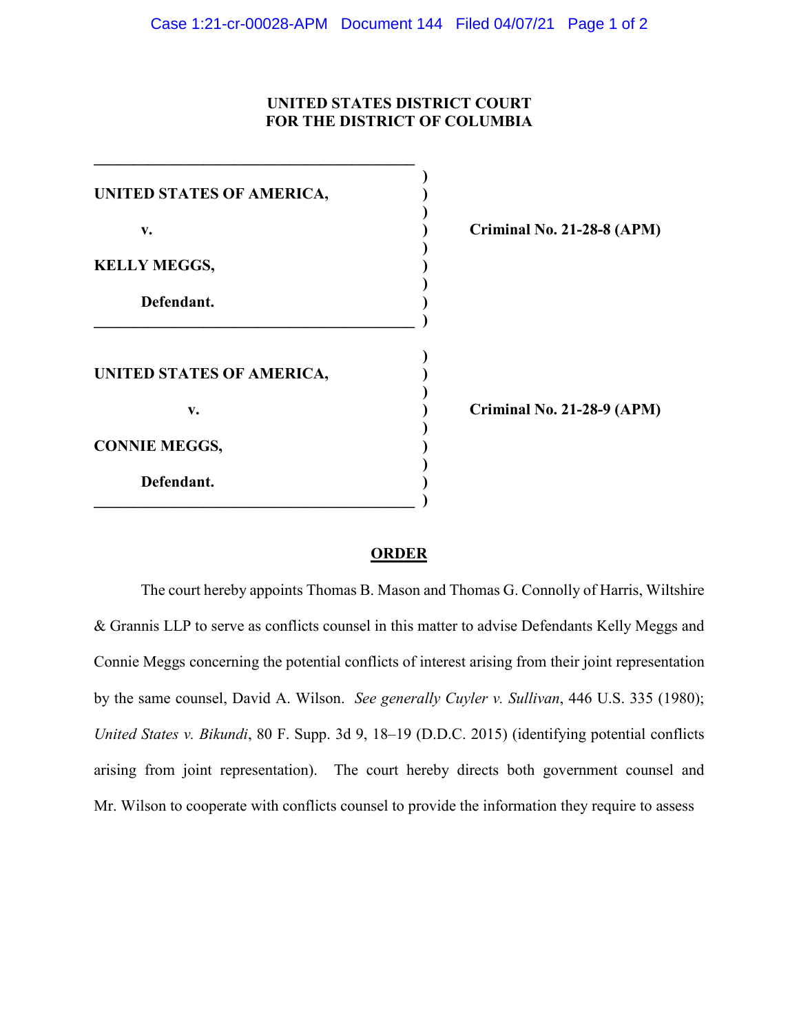**UNITED STATES DISTRICT COURT**
**FOR THE DISTRICT OF COLUMBIA**

| | |
|---|---|
| **UNITED STATES OF AMERICA,**<br><br>**v.**<br><br>**KELLY MEGGS,**<br><br>**Defendant.** | **Criminal No. 21-28-8 (APM)** |
| **UNITED STATES OF AMERICA,**<br><br>**v.**<br><br>**CONNIE MEGGS,**<br><br>**Defendant.** | **Criminal No. 21-28-9 (APM)** |

## ORDER

The court hereby appoints Thomas B. Mason and Thomas G. Connolly of Harris, Wiltshire & Grannis LLP to serve as conflicts counsel in this matter to advise Defendants Kelly Meggs and Connie Meggs concerning the potential conflicts of interest arising from their joint representation by the same counsel, David A. Wilson. *See generally Cuyler v. Sullivan*, 446 U.S. 335 (1980); *United States v. Bikundi*, 80 F. Supp. 3d 9, 18–19 (D.D.C. 2015) (identifying potential conflicts arising from joint representation). The court hereby directs both government counsel and Mr. Wilson to cooperate with conflicts counsel to provide the information they require to assess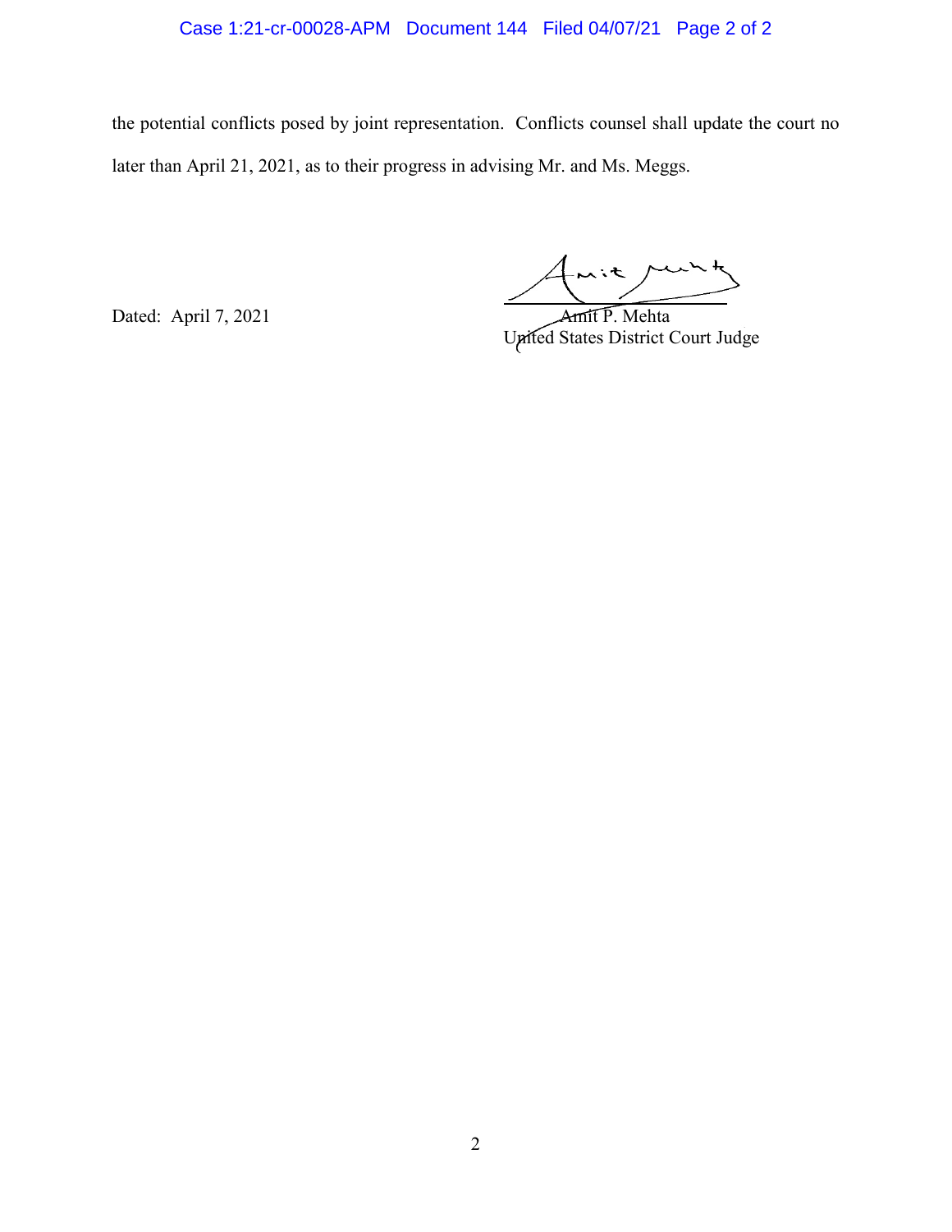the potential conflicts posed by joint representation. Conflicts counsel shall update the court no later than April 21, 2021, as to their progress in advising Mr. and Ms. Meggs.

Dated: April 7, 2021

Amit P. Mehta
United States District Court Judge